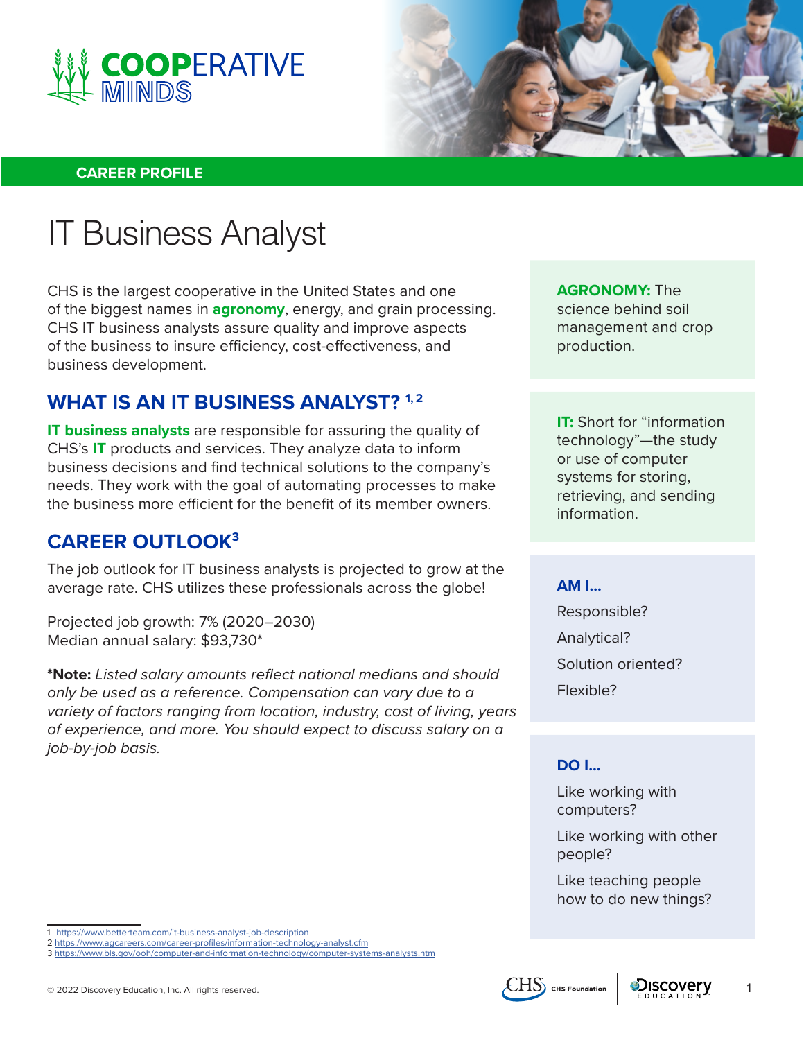# COOPERATIVE MINDS

CAREER PROFILE

# IT Business Analyst

CHS is the largest cooperative in the United States and one of the biggest names in **agronomy**, energy, and grain processing. CHS IT business analysts assure quality and improve aspects of the business to insure efficiency, cost-effectiveness, and business development.

## WHAT IS AN IT BUSINESS ANALYST? [1, 2]

**IT business analysts** are responsible for assuring the quality of CHS's **IT** products and services. They analyze data to inform business decisions and find technical solutions to the company's needs. They work with the goal of automating processes to make the business more efficient for the benefit of its member owners.

## CAREER OUTLOOK[3]

The job outlook for IT business analysts is projected to grow at the average rate. CHS utilizes these professionals across the globe!

Projected job growth: 7% (2020–2030)
Median annual salary: $93,730*

***Note:** *Listed salary amounts reflect national medians and should only be used as a reference. Compensation can vary due to a variety of factors ranging from location, industry, cost of living, years of experience, and more. You should expect to discuss salary on a job-by-job basis.*

**AGRONOMY:** The science behind soil management and crop production.

**IT:** Short for "information technology"—the study or use of computer systems for storing, retrieving, and sending information.

**AM I...**

Responsible?

Analytical?

Solution oriented?

Flexible?

**DO I...**

Like working with computers?

Like working with other people?

Like teaching people how to do new things?

1 https://www.betterteam.com/it-business-analyst-job-description
2 https://www.agcareers.com/career-profiles/information-technology-analyst.cfm
3 https://www.bls.gov/ooh/computer-and-information-technology/computer-systems-analysts.htm

© 2022 Discovery Education, Inc. All rights reserved.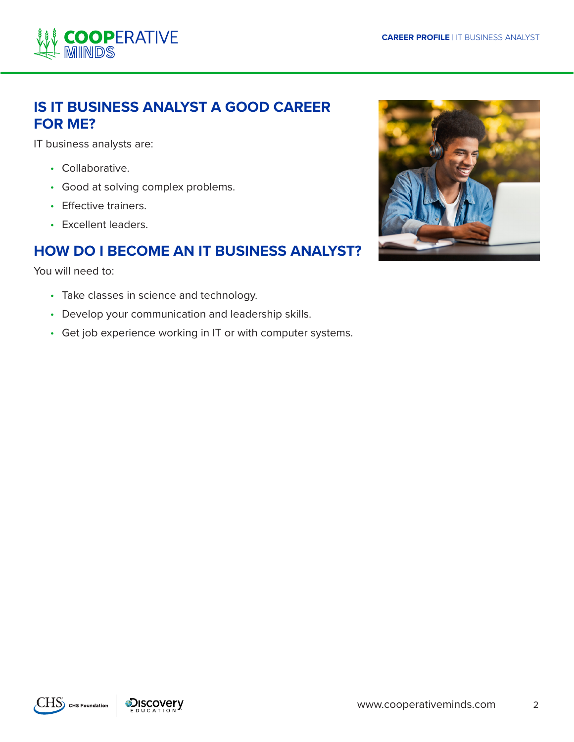## IS IT BUSINESS ANALYST A GOOD CAREER FOR ME?

IT business analysts are:

- Collaborative.
- Good at solving complex problems.
- Effective trainers.
- Excellent leaders.

## HOW DO I BECOME AN IT BUSINESS ANALYST?

You will need to:

- Take classes in science and technology.
- Develop your communication and leadership skills.
- Get job experience working in IT or with computer systems.